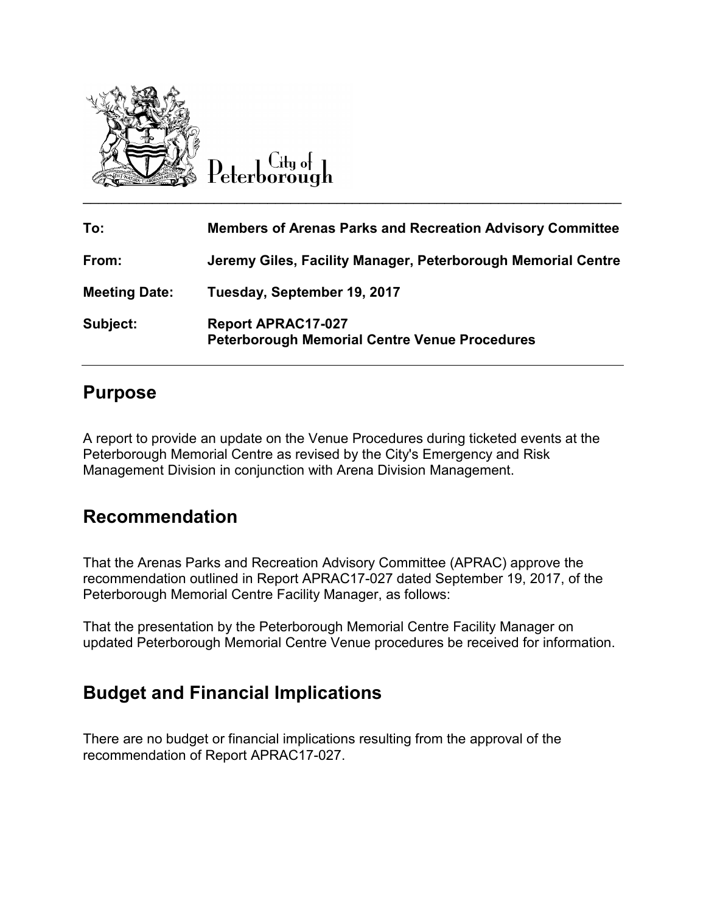City of Peterborough

| | |
|---|---|
| **To:** | **Members of Arenas Parks and Recreation Advisory Committee** |
| **From:** | **Jeremy Giles, Facility Manager, Peterborough Memorial Centre** |
| **Meeting Date:** | **Tuesday, September 19, 2017** |
| **Subject:** | **Report APRAC17-027**<br>**Peterborough Memorial Centre Venue Procedures** |

## Purpose

A report to provide an update on the Venue Procedures during ticketed events at the Peterborough Memorial Centre as revised by the City's Emergency and Risk Management Division in conjunction with Arena Division Management.

## Recommendation

That the Arenas Parks and Recreation Advisory Committee (APRAC) approve the recommendation outlined in Report APRAC17-027 dated September 19, 2017, of the Peterborough Memorial Centre Facility Manager, as follows:

That the presentation by the Peterborough Memorial Centre Facility Manager on updated Peterborough Memorial Centre Venue procedures be received for information.

## Budget and Financial Implications

There are no budget or financial implications resulting from the approval of the recommendation of Report APRAC17-027.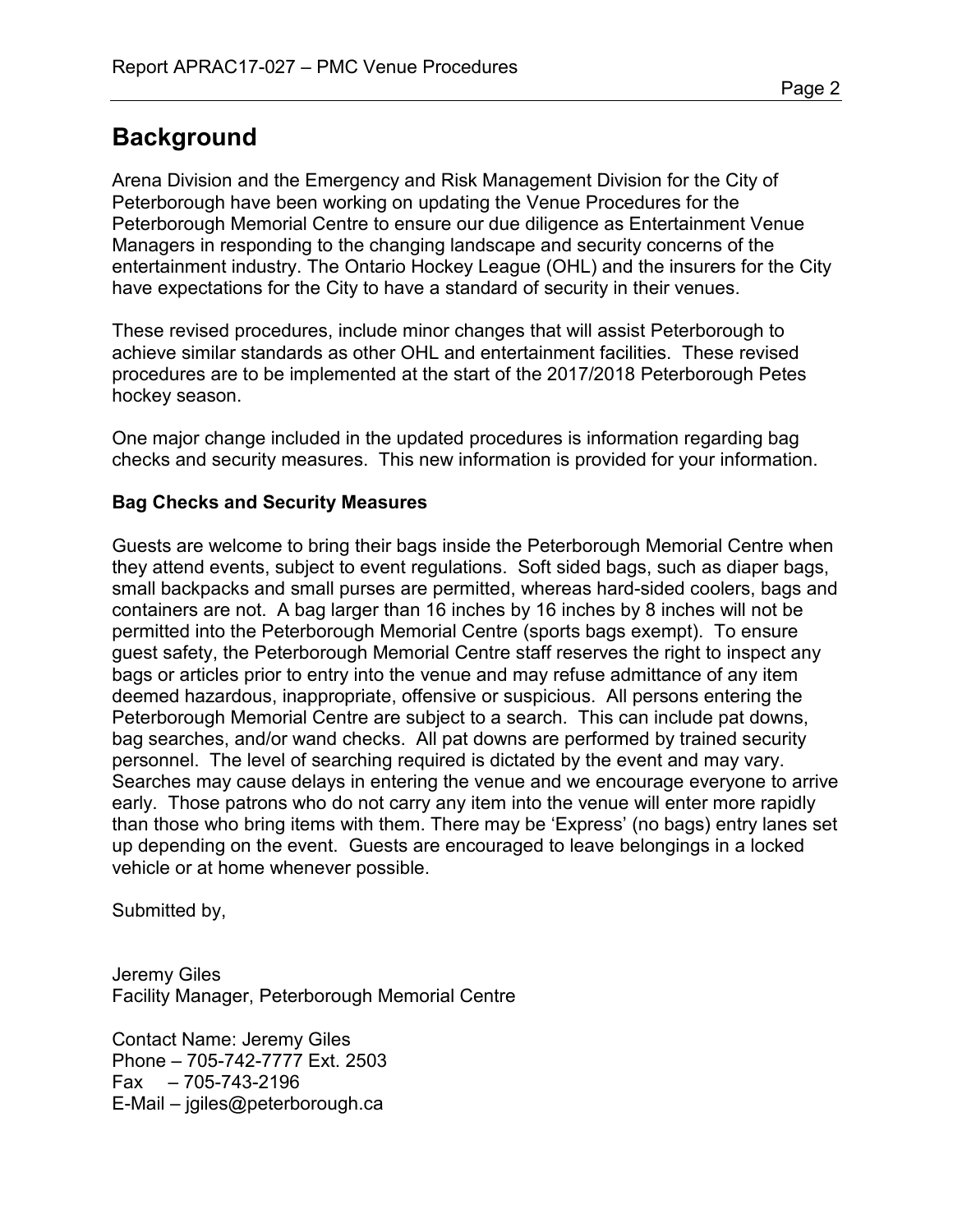## Background

Arena Division and the Emergency and Risk Management Division for the City of Peterborough have been working on updating the Venue Procedures for the Peterborough Memorial Centre to ensure our due diligence as Entertainment Venue Managers in responding to the changing landscape and security concerns of the entertainment industry. The Ontario Hockey League (OHL) and the insurers for the City have expectations for the City to have a standard of security in their venues.

These revised procedures, include minor changes that will assist Peterborough to achieve similar standards as other OHL and entertainment facilities. These revised procedures are to be implemented at the start of the 2017/2018 Peterborough Petes hockey season.

One major change included in the updated procedures is information regarding bag checks and security measures. This new information is provided for your information.

**Bag Checks and Security Measures**

Guests are welcome to bring their bags inside the Peterborough Memorial Centre when they attend events, subject to event regulations. Soft sided bags, such as diaper bags, small backpacks and small purses are permitted, whereas hard-sided coolers, bags and containers are not. A bag larger than 16 inches by 16 inches by 8 inches will not be permitted into the Peterborough Memorial Centre (sports bags exempt). To ensure guest safety, the Peterborough Memorial Centre staff reserves the right to inspect any bags or articles prior to entry into the venue and may refuse admittance of any item deemed hazardous, inappropriate, offensive or suspicious. All persons entering the Peterborough Memorial Centre are subject to a search. This can include pat downs, bag searches, and/or wand checks. All pat downs are performed by trained security personnel. The level of searching required is dictated by the event and may vary. Searches may cause delays in entering the venue and we encourage everyone to arrive early. Those patrons who do not carry any item into the venue will enter more rapidly than those who bring items with them. There may be 'Express' (no bags) entry lanes set up depending on the event. Guests are encouraged to leave belongings in a locked vehicle or at home whenever possible.

Submitted by,

Jeremy Giles
Facility Manager, Peterborough Memorial Centre

Contact Name: Jeremy Giles
Phone – 705-742-7777 Ext. 2503
Fax – 705-743-2196
E-Mail – jgiles@peterborough.ca